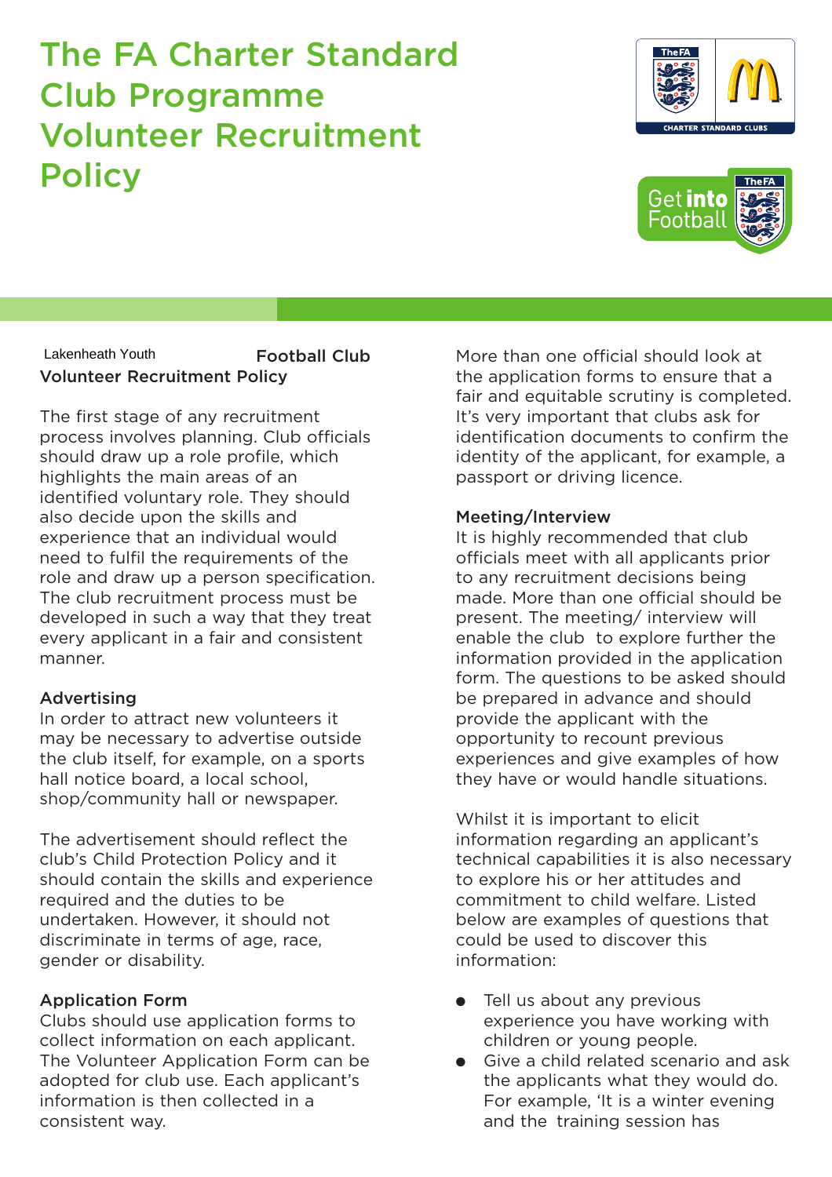# The FA Charter Standard Club Programme Volunteer Recruitment Policy

Lakenheath Youth Football Club
**Volunteer Recruitment Policy**

The first stage of any recruitment process involves planning. Club officials should draw up a role profile, which highlights the main areas of an identified voluntary role. They should also decide upon the skills and experience that an individual would need to fulfil the requirements of the role and draw up a person specification. The club recruitment process must be developed in such a way that they treat every applicant in a fair and consistent manner.

**Advertising**
In order to attract new volunteers it may be necessary to advertise outside the club itself, for example, on a sports hall notice board, a local school, shop/community hall or newspaper.

The advertisement should reflect the club's Child Protection Policy and it should contain the skills and experience required and the duties to be undertaken. However, it should not discriminate in terms of age, race, gender or disability.

**Application Form**
Clubs should use application forms to collect information on each applicant. The Volunteer Application Form can be adopted for club use. Each applicant's information is then collected in a consistent way.

More than one official should look at the application forms to ensure that a fair and equitable scrutiny is completed. It's very important that clubs ask for identification documents to confirm the identity of the applicant, for example, a passport or driving licence.

**Meeting/Interview**
It is highly recommended that club officials meet with all applicants prior to any recruitment decisions being made. More than one official should be present. The meeting/ interview will enable the club to explore further the information provided in the application form. The questions to be asked should be prepared in advance and should provide the applicant with the opportunity to recount previous experiences and give examples of how they have or would handle situations.

Whilst it is important to elicit information regarding an applicant's technical capabilities it is also necessary to explore his or her attitudes and commitment to child welfare. Listed below are examples of questions that could be used to discover this information:

- Tell us about any previous experience you have working with children or young people.
- Give a child related scenario and ask the applicants what they would do. For example, 'It is a winter evening and the training session has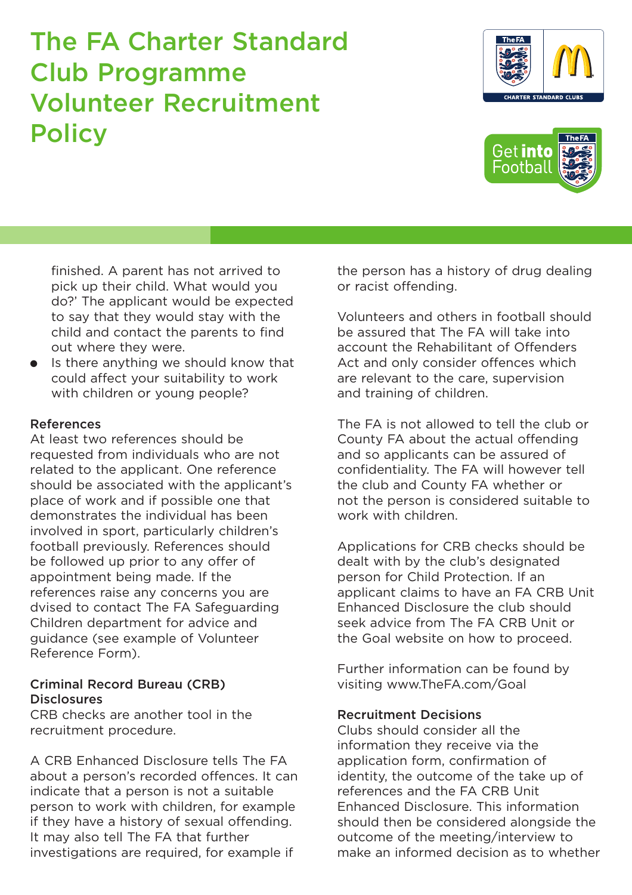# The FA Charter Standard Club Programme Volunteer Recruitment Policy

finished. A parent has not arrived to pick up their child. What would you do?' The applicant would be expected to say that they would stay with the child and contact the parents to find out where they were.

- Is there anything we should know that could affect your suitability to work with children or young people?

**References**
At least two references should be requested from individuals who are not related to the applicant. One reference should be associated with the applicant's place of work and if possible one that demonstrates the individual has been involved in sport, particularly children's football previously. References should be followed up prior to any offer of appointment being made. If the references raise any concerns you are dvised to contact The FA Safeguarding Children department for advice and guidance (see example of Volunteer Reference Form).

**Criminal Record Bureau (CRB) Disclosures**
CRB checks are another tool in the recruitment procedure.

A CRB Enhanced Disclosure tells The FA about a person's recorded offences. It can indicate that a person is not a suitable person to work with children, for example if they have a history of sexual offending. It may also tell The FA that further investigations are required, for example if the person has a history of drug dealing or racist offending.

Volunteers and others in football should be assured that The FA will take into account the Rehabilitant of Offenders Act and only consider offences which are relevant to the care, supervision and training of children.

The FA is not allowed to tell the club or County FA about the actual offending and so applicants can be assured of confidentiality. The FA will however tell the club and County FA whether or not the person is considered suitable to work with children.

Applications for CRB checks should be dealt with by the club's designated person for Child Protection. If an applicant claims to have an FA CRB Unit Enhanced Disclosure the club should seek advice from The FA CRB Unit or the Goal website on how to proceed.

Further information can be found by visiting www.TheFA.com/Goal

**Recruitment Decisions**
Clubs should consider all the information they receive via the application form, confirmation of identity, the outcome of the take up of references and the FA CRB Unit Enhanced Disclosure. This information should then be considered alongside the outcome of the meeting/interview to make an informed decision as to whether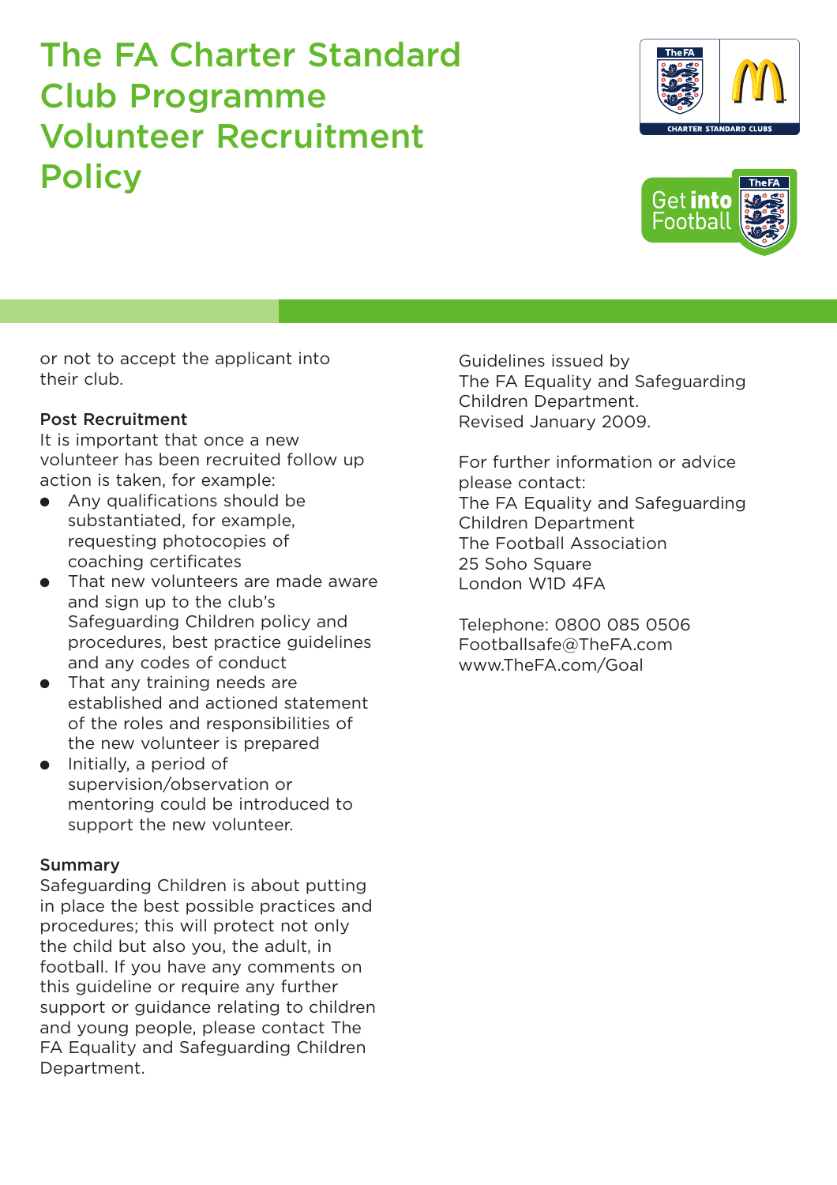# The FA Charter Standard Club Programme Volunteer Recruitment Policy

or not to accept the applicant into their club.

**Post Recruitment**

It is important that once a new volunteer has been recruited follow up action is taken, for example:

- Any qualifications should be substantiated, for example, requesting photocopies of coaching certificates
- That new volunteers are made aware and sign up to the club's Safeguarding Children policy and procedures, best practice guidelines and any codes of conduct
- That any training needs are established and actioned statement of the roles and responsibilities of the new volunteer is prepared
- Initially, a period of supervision/observation or mentoring could be introduced to support the new volunteer.

**Summary**

Safeguarding Children is about putting in place the best possible practices and procedures; this will protect not only the child but also you, the adult, in football. If you have any comments on this guideline or require any further support or guidance relating to children and young people, please contact The FA Equality and Safeguarding Children Department.

Guidelines issued by
The FA Equality and Safeguarding Children Department.
Revised January 2009.

For further information or advice please contact:
The FA Equality and Safeguarding Children Department
The Football Association
25 Soho Square
London W1D 4FA

Telephone: 0800 085 0506
Footballsafe@TheFA.com
www.TheFA.com/Goal